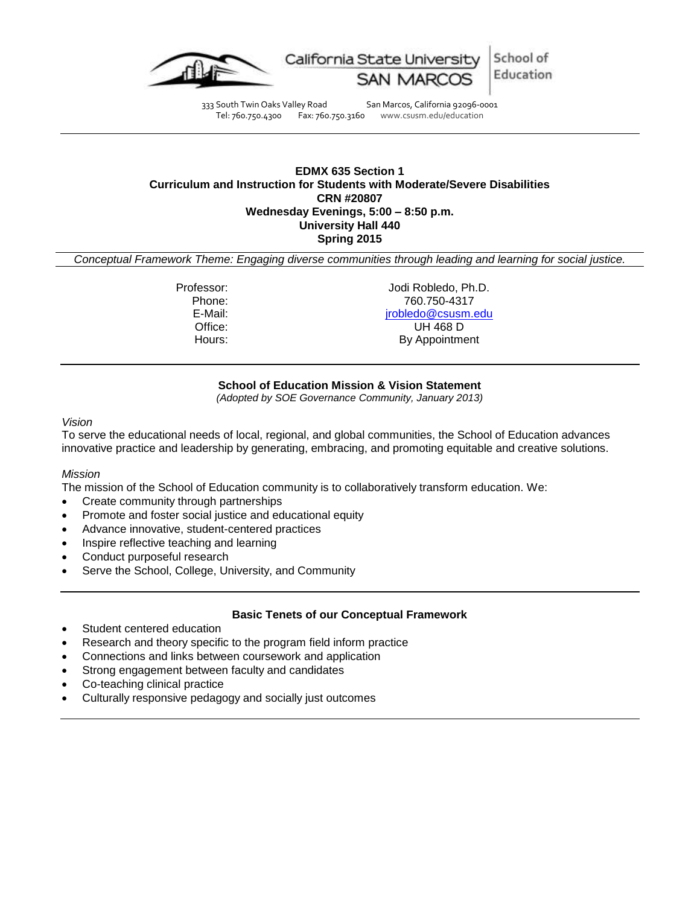California State University SAN MARCOS | School of Education

333 South Twin Oaks Valley Road San Marcos, California 92096-0001
Tel: 760.750.4300 Fax: 760.750.3160 www.csusm.edu/education

---

**EDMX 635 Section 1**
**Curriculum and Instruction for Students with Moderate/Severe Disabilities**
**CRN #20807**
**Wednesday Evenings, 5:00 – 8:50 p.m.**
**University Hall 440**
**Spring 2015**

*Conceptual Framework Theme: Engaging diverse communities through leading and learning for social justice.*

| | |
|---|---|
| Professor: | Jodi Robledo, Ph.D. |
| Phone: | 760.750-4317 |
| E-Mail: | jrobledo@csusm.edu |
| Office: | UH 468 D |
| Hours: | By Appointment |

---

**School of Education Mission & Vision Statement**
*(Adopted by SOE Governance Community, January 2013)*

*Vision*
To serve the educational needs of local, regional, and global communities, the School of Education advances innovative practice and leadership by generating, embracing, and promoting equitable and creative solutions.

*Mission*
The mission of the School of Education community is to collaboratively transform education. We:

- Create community through partnerships
- Promote and foster social justice and educational equity
- Advance innovative, student-centered practices
- Inspire reflective teaching and learning
- Conduct purposeful research
- Serve the School, College, University, and Community

---

**Basic Tenets of our Conceptual Framework**

- Student centered education
- Research and theory specific to the program field inform practice
- Connections and links between coursework and application
- Strong engagement between faculty and candidates
- Co-teaching clinical practice
- Culturally responsive pedagogy and socially just outcomes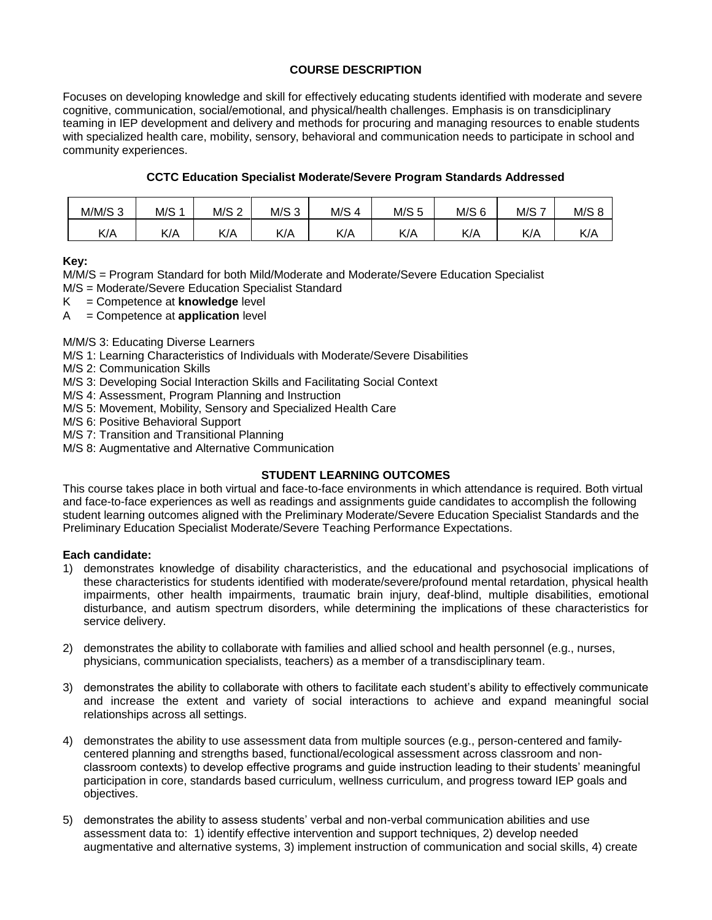## COURSE DESCRIPTION

Focuses on developing knowledge and skill for effectively educating students identified with moderate and severe cognitive, communication, social/emotional, and physical/health challenges. Emphasis is on transdiciplinary teaming in IEP development and delivery and methods for procuring and managing resources to enable students with specialized health care, mobility, sensory, behavioral and communication needs to participate in school and community experiences.

### CCTC Education Specialist Moderate/Severe Program Standards Addressed

| M/M/S 3 | M/S 1 | M/S 2 | M/S 3 | M/S 4 | M/S 5 | M/S 6 | M/S 7 | M/S 8 |
|---|---|---|---|---|---|---|---|---|
| K/A | K/A | K/A | K/A | K/A | K/A | K/A | K/A | K/A |

**Key:**

M/M/S = Program Standard for both Mild/Moderate and Moderate/Severe Education Specialist
M/S = Moderate/Severe Education Specialist Standard
K = Competence at **knowledge** level
A = Competence at **application** level

M/M/S 3: Educating Diverse Learners
M/S 1: Learning Characteristics of Individuals with Moderate/Severe Disabilities
M/S 2: Communication Skills
M/S 3: Developing Social Interaction Skills and Facilitating Social Context
M/S 4: Assessment, Program Planning and Instruction
M/S 5: Movement, Mobility, Sensory and Specialized Health Care
M/S 6: Positive Behavioral Support
M/S 7: Transition and Transitional Planning
M/S 8: Augmentative and Alternative Communication

## STUDENT LEARNING OUTCOMES

This course takes place in both virtual and face-to-face environments in which attendance is required. Both virtual and face-to-face experiences as well as readings and assignments guide candidates to accomplish the following student learning outcomes aligned with the Preliminary Moderate/Severe Education Specialist Standards and the Preliminary Education Specialist Moderate/Severe Teaching Performance Expectations.

**Each candidate:**

1) demonstrates knowledge of disability characteristics, and the educational and psychosocial implications of these characteristics for students identified with moderate/severe/profound mental retardation, physical health impairments, other health impairments, traumatic brain injury, deaf-blind, multiple disabilities, emotional disturbance, and autism spectrum disorders, while determining the implications of these characteristics for service delivery.

2) demonstrates the ability to collaborate with families and allied school and health personnel (e.g., nurses, physicians, communication specialists, teachers) as a member of a transdisciplinary team.

3) demonstrates the ability to collaborate with others to facilitate each student's ability to effectively communicate and increase the extent and variety of social interactions to achieve and expand meaningful social relationships across all settings.

4) demonstrates the ability to use assessment data from multiple sources (e.g., person-centered and family-centered planning and strengths based, functional/ecological assessment across classroom and non-classroom contexts) to develop effective programs and guide instruction leading to their students' meaningful participation in core, standards based curriculum, wellness curriculum, and progress toward IEP goals and objectives.

5) demonstrates the ability to assess students' verbal and non-verbal communication abilities and use assessment data to: 1) identify effective intervention and support techniques, 2) develop needed augmentative and alternative systems, 3) implement instruction of communication and social skills, 4) create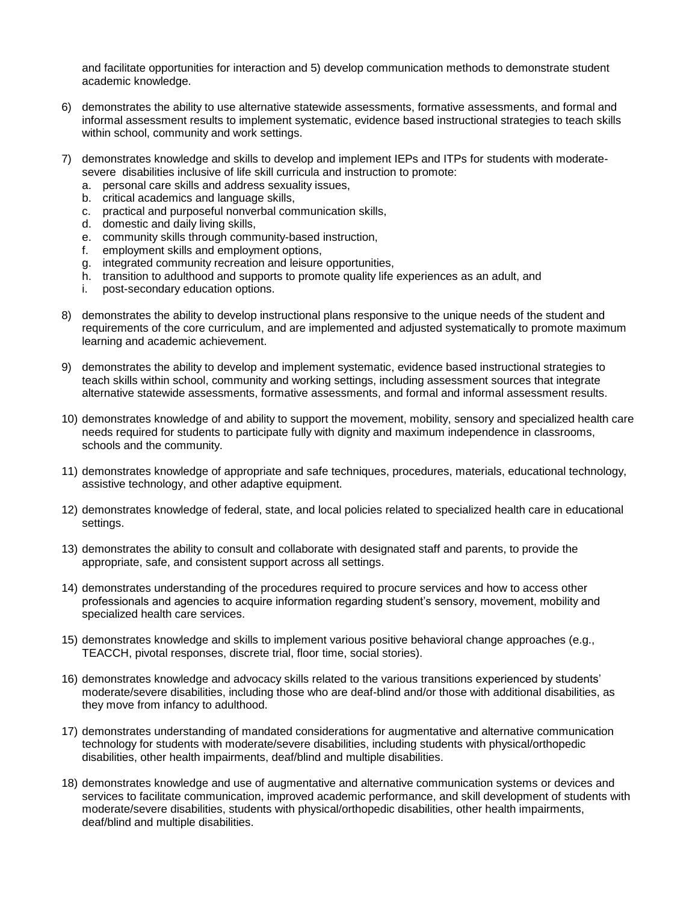and facilitate opportunities for interaction and 5) develop communication methods to demonstrate student academic knowledge.

6) demonstrates the ability to use alternative statewide assessments, formative assessments, and formal and informal assessment results to implement systematic, evidence based instructional strategies to teach skills within school, community and work settings.

7) demonstrates knowledge and skills to develop and implement IEPs and ITPs for students with moderate-severe disabilities inclusive of life skill curricula and instruction to promote:
   a. personal care skills and address sexuality issues,
   b. critical academics and language skills,
   c. practical and purposeful nonverbal communication skills,
   d. domestic and daily living skills,
   e. community skills through community-based instruction,
   f. employment skills and employment options,
   g. integrated community recreation and leisure opportunities,
   h. transition to adulthood and supports to promote quality life experiences as an adult, and
   i. post-secondary education options.

8) demonstrates the ability to develop instructional plans responsive to the unique needs of the student and requirements of the core curriculum, and are implemented and adjusted systematically to promote maximum learning and academic achievement.

9) demonstrates the ability to develop and implement systematic, evidence based instructional strategies to teach skills within school, community and working settings, including assessment sources that integrate alternative statewide assessments, formative assessments, and formal and informal assessment results.

10) demonstrates knowledge of and ability to support the movement, mobility, sensory and specialized health care needs required for students to participate fully with dignity and maximum independence in classrooms, schools and the community.

11) demonstrates knowledge of appropriate and safe techniques, procedures, materials, educational technology, assistive technology, and other adaptive equipment.

12) demonstrates knowledge of federal, state, and local policies related to specialized health care in educational settings.

13) demonstrates the ability to consult and collaborate with designated staff and parents, to provide the appropriate, safe, and consistent support across all settings.

14) demonstrates understanding of the procedures required to procure services and how to access other professionals and agencies to acquire information regarding student's sensory, movement, mobility and specialized health care services.

15) demonstrates knowledge and skills to implement various positive behavioral change approaches (e.g., TEACCH, pivotal responses, discrete trial, floor time, social stories).

16) demonstrates knowledge and advocacy skills related to the various transitions experienced by students' moderate/severe disabilities, including those who are deaf-blind and/or those with additional disabilities, as they move from infancy to adulthood.

17) demonstrates understanding of mandated considerations for augmentative and alternative communication technology for students with moderate/severe disabilities, including students with physical/orthopedic disabilities, other health impairments, deaf/blind and multiple disabilities.

18) demonstrates knowledge and use of augmentative and alternative communication systems or devices and services to facilitate communication, improved academic performance, and skill development of students with moderate/severe disabilities, students with physical/orthopedic disabilities, other health impairments, deaf/blind and multiple disabilities.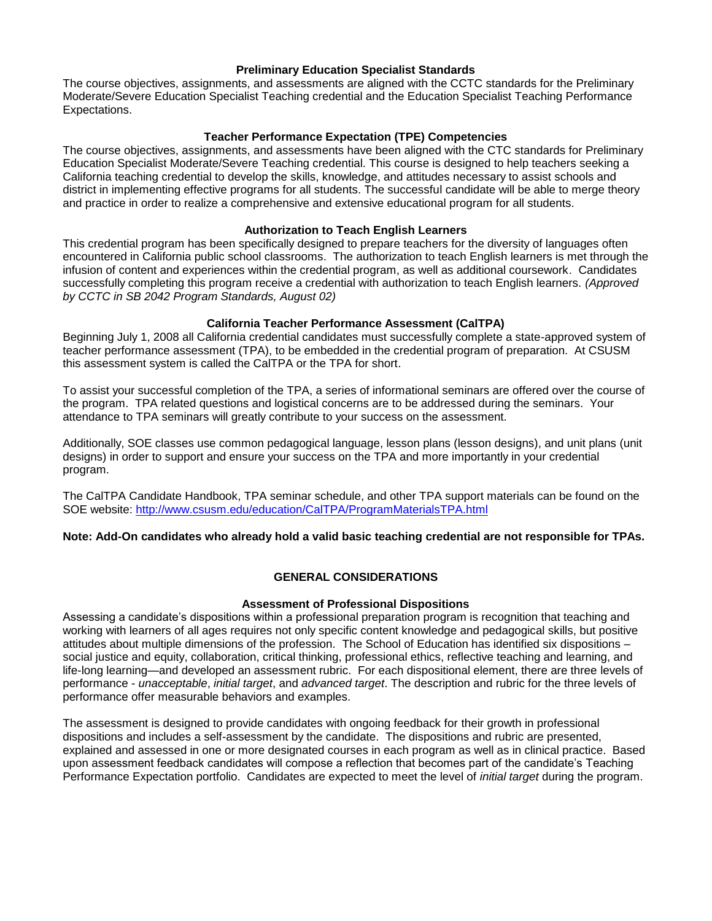### Preliminary Education Specialist Standards

The course objectives, assignments, and assessments are aligned with the CCTC standards for the Preliminary Moderate/Severe Education Specialist Teaching credential and the Education Specialist Teaching Performance Expectations.

### Teacher Performance Expectation (TPE) Competencies

The course objectives, assignments, and assessments have been aligned with the CTC standards for Preliminary Education Specialist Moderate/Severe Teaching credential. This course is designed to help teachers seeking a California teaching credential to develop the skills, knowledge, and attitudes necessary to assist schools and district in implementing effective programs for all students. The successful candidate will be able to merge theory and practice in order to realize a comprehensive and extensive educational program for all students.

### Authorization to Teach English Learners

This credential program has been specifically designed to prepare teachers for the diversity of languages often encountered in California public school classrooms. The authorization to teach English learners is met through the infusion of content and experiences within the credential program, as well as additional coursework. Candidates successfully completing this program receive a credential with authorization to teach English learners. *(Approved by CCTC in SB 2042 Program Standards, August 02)*

### California Teacher Performance Assessment (CalTPA)

Beginning July 1, 2008 all California credential candidates must successfully complete a state-approved system of teacher performance assessment (TPA), to be embedded in the credential program of preparation. At CSUSM this assessment system is called the CalTPA or the TPA for short.

To assist your successful completion of the TPA, a series of informational seminars are offered over the course of the program. TPA related questions and logistical concerns are to be addressed during the seminars. Your attendance to TPA seminars will greatly contribute to your success on the assessment.

Additionally, SOE classes use common pedagogical language, lesson plans (lesson designs), and unit plans (unit designs) in order to support and ensure your success on the TPA and more importantly in your credential program.

The CalTPA Candidate Handbook, TPA seminar schedule, and other TPA support materials can be found on the SOE website: http://www.csusm.edu/education/CalTPA/ProgramMaterialsTPA.html

**Note: Add-On candidates who already hold a valid basic teaching credential are not responsible for TPAs.**

## GENERAL CONSIDERATIONS

### Assessment of Professional Dispositions

Assessing a candidate's dispositions within a professional preparation program is recognition that teaching and working with learners of all ages requires not only specific content knowledge and pedagogical skills, but positive attitudes about multiple dimensions of the profession. The School of Education has identified six dispositions – social justice and equity, collaboration, critical thinking, professional ethics, reflective teaching and learning, and life-long learning—and developed an assessment rubric. For each dispositional element, there are three levels of performance - *unacceptable*, *initial target*, and *advanced target*. The description and rubric for the three levels of performance offer measurable behaviors and examples.

The assessment is designed to provide candidates with ongoing feedback for their growth in professional dispositions and includes a self-assessment by the candidate. The dispositions and rubric are presented, explained and assessed in one or more designated courses in each program as well as in clinical practice. Based upon assessment feedback candidates will compose a reflection that becomes part of the candidate's Teaching Performance Expectation portfolio. Candidates are expected to meet the level of *initial target* during the program.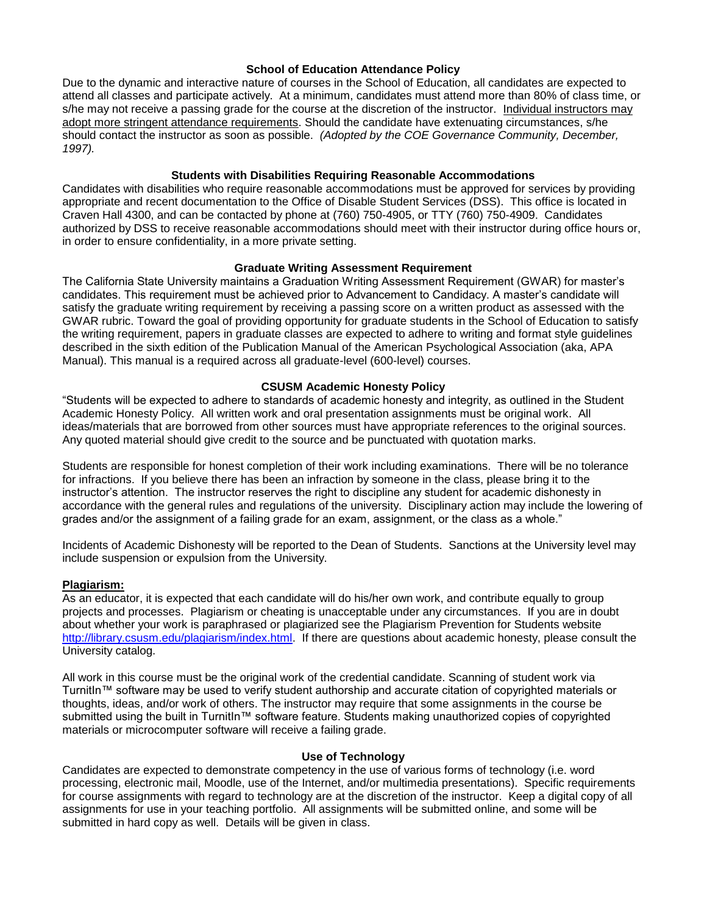### School of Education Attendance Policy

Due to the dynamic and interactive nature of courses in the School of Education, all candidates are expected to attend all classes and participate actively. At a minimum, candidates must attend more than 80% of class time, or s/he may not receive a passing grade for the course at the discretion of the instructor. Individual instructors may adopt more stringent attendance requirements. Should the candidate have extenuating circumstances, s/he should contact the instructor as soon as possible. *(Adopted by the COE Governance Community, December, 1997).*

### Students with Disabilities Requiring Reasonable Accommodations

Candidates with disabilities who require reasonable accommodations must be approved for services by providing appropriate and recent documentation to the Office of Disable Student Services (DSS). This office is located in Craven Hall 4300, and can be contacted by phone at (760) 750-4905, or TTY (760) 750-4909. Candidates authorized by DSS to receive reasonable accommodations should meet with their instructor during office hours or, in order to ensure confidentiality, in a more private setting.

### Graduate Writing Assessment Requirement

The California State University maintains a Graduation Writing Assessment Requirement (GWAR) for master's candidates. This requirement must be achieved prior to Advancement to Candidacy. A master's candidate will satisfy the graduate writing requirement by receiving a passing score on a written product as assessed with the GWAR rubric. Toward the goal of providing opportunity for graduate students in the School of Education to satisfy the writing requirement, papers in graduate classes are expected to adhere to writing and format style guidelines described in the sixth edition of the Publication Manual of the American Psychological Association (aka, APA Manual). This manual is a required across all graduate-level (600-level) courses.

### CSUSM Academic Honesty Policy

"Students will be expected to adhere to standards of academic honesty and integrity, as outlined in the Student Academic Honesty Policy. All written work and oral presentation assignments must be original work. All ideas/materials that are borrowed from other sources must have appropriate references to the original sources. Any quoted material should give credit to the source and be punctuated with quotation marks.

Students are responsible for honest completion of their work including examinations. There will be no tolerance for infractions. If you believe there has been an infraction by someone in the class, please bring it to the instructor's attention. The instructor reserves the right to discipline any student for academic dishonesty in accordance with the general rules and regulations of the university. Disciplinary action may include the lowering of grades and/or the assignment of a failing grade for an exam, assignment, or the class as a whole."

Incidents of Academic Dishonesty will be reported to the Dean of Students. Sanctions at the University level may include suspension or expulsion from the University.

#### Plagiarism:

As an educator, it is expected that each candidate will do his/her own work, and contribute equally to group projects and processes. Plagiarism or cheating is unacceptable under any circumstances. If you are in doubt about whether your work is paraphrased or plagiarized see the Plagiarism Prevention for Students website http://library.csusm.edu/plagiarism/index.html. If there are questions about academic honesty, please consult the University catalog.

All work in this course must be the original work of the credential candidate. Scanning of student work via TurnitIn™ software may be used to verify student authorship and accurate citation of copyrighted materials or thoughts, ideas, and/or work of others. The instructor may require that some assignments in the course be submitted using the built in TurnitIn™ software feature. Students making unauthorized copies of copyrighted materials or microcomputer software will receive a failing grade.

### Use of Technology

Candidates are expected to demonstrate competency in the use of various forms of technology (i.e. word processing, electronic mail, Moodle, use of the Internet, and/or multimedia presentations). Specific requirements for course assignments with regard to technology are at the discretion of the instructor. Keep a digital copy of all assignments for use in your teaching portfolio. All assignments will be submitted online, and some will be submitted in hard copy as well. Details will be given in class.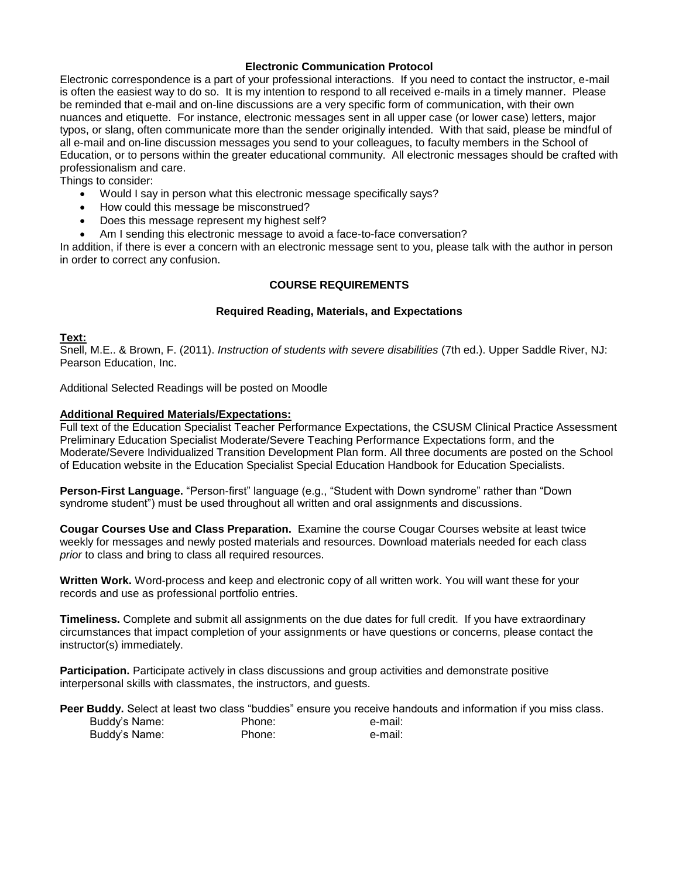## Electronic Communication Protocol

Electronic correspondence is a part of your professional interactions. If you need to contact the instructor, e-mail is often the easiest way to do so. It is my intention to respond to all received e-mails in a timely manner. Please be reminded that e-mail and on-line discussions are a very specific form of communication, with their own nuances and etiquette. For instance, electronic messages sent in all upper case (or lower case) letters, major typos, or slang, often communicate more than the sender originally intended. With that said, please be mindful of all e-mail and on-line discussion messages you send to your colleagues, to faculty members in the School of Education, or to persons within the greater educational community. All electronic messages should be crafted with professionalism and care.

Things to consider:

- Would I say in person what this electronic message specifically says?
- How could this message be misconstrued?
- Does this message represent my highest self?
- Am I sending this electronic message to avoid a face-to-face conversation?

In addition, if there is ever a concern with an electronic message sent to you, please talk with the author in person in order to correct any confusion.

## COURSE REQUIREMENTS

### Required Reading, Materials, and Expectations

**Text:**

Snell, M.E.. & Brown, F. (2011). *Instruction of students with severe disabilities* (7th ed.). Upper Saddle River, NJ: Pearson Education, Inc.

Additional Selected Readings will be posted on Moodle

**Additional Required Materials/Expectations:**

Full text of the Education Specialist Teacher Performance Expectations, the CSUSM Clinical Practice Assessment Preliminary Education Specialist Moderate/Severe Teaching Performance Expectations form, and the Moderate/Severe Individualized Transition Development Plan form. All three documents are posted on the School of Education website in the Education Specialist Special Education Handbook for Education Specialists.

**Person-First Language.** "Person-first" language (e.g., "Student with Down syndrome" rather than "Down syndrome student") must be used throughout all written and oral assignments and discussions.

**Cougar Courses Use and Class Preparation.** Examine the course Cougar Courses website at least twice weekly for messages and newly posted materials and resources. Download materials needed for each class *prior* to class and bring to class all required resources.

**Written Work.** Word-process and keep and electronic copy of all written work. You will want these for your records and use as professional portfolio entries.

**Timeliness.** Complete and submit all assignments on the due dates for full credit. If you have extraordinary circumstances that impact completion of your assignments or have questions or concerns, please contact the instructor(s) immediately.

**Participation.** Participate actively in class discussions and group activities and demonstrate positive interpersonal skills with classmates, the instructors, and guests.

**Peer Buddy.** Select at least two class "buddies" ensure you receive handouts and information if you miss class.

Buddy's Name: Phone: e-mail:

Buddy's Name: Phone: e-mail: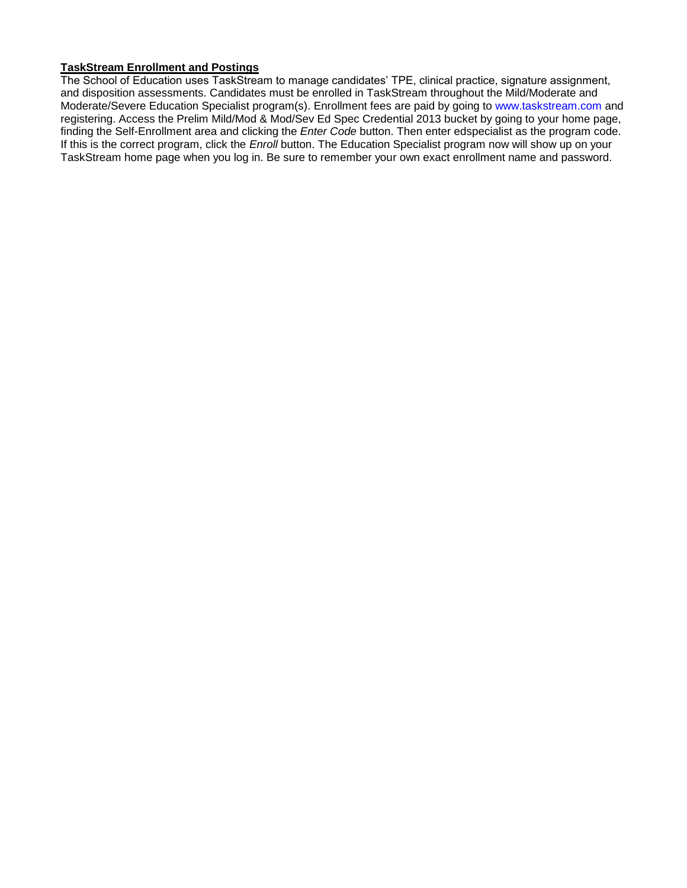**TaskStream Enrollment and Postings**

The School of Education uses TaskStream to manage candidates' TPE, clinical practice, signature assignment, and disposition assessments. Candidates must be enrolled in TaskStream throughout the Mild/Moderate and Moderate/Severe Education Specialist program(s). Enrollment fees are paid by going to www.taskstream.com and registering. Access the Prelim Mild/Mod & Mod/Sev Ed Spec Credential 2013 bucket by going to your home page, finding the Self-Enrollment area and clicking the *Enter Code* button. Then enter edspecialist as the program code. If this is the correct program, click the *Enroll* button. The Education Specialist program now will show up on your TaskStream home page when you log in. Be sure to remember your own exact enrollment name and password.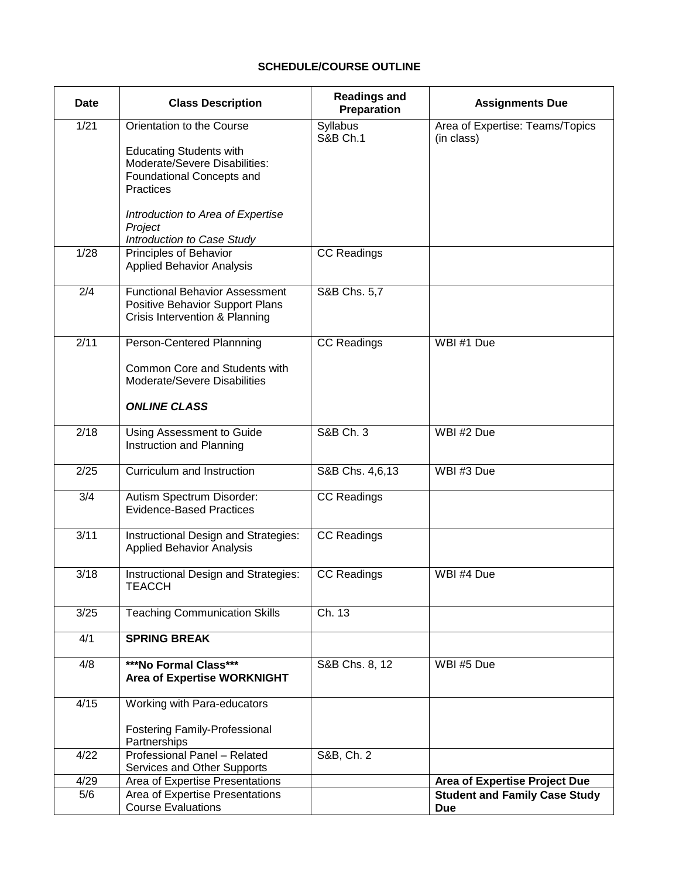## SCHEDULE/COURSE OUTLINE

| Date | Class Description | Readings and Preparation | Assignments Due |
|---|---|---|---|
| 1/21 | Orientation to the Course<br><br>Educating Students with Moderate/Severe Disabilities: Foundational Concepts and Practices<br><br>*Introduction to Area of Expertise Project*<br>*Introduction to Case Study* | Syllabus<br>S&B Ch.1 | Area of Expertise: Teams/Topics (in class) |
| 1/28 | Principles of Behavior<br>Applied Behavior Analysis | CC Readings | |
| 2/4 | Functional Behavior Assessment<br>Positive Behavior Support Plans<br>Crisis Intervention & Planning | S&B Chs. 5,7 | |
| 2/11 | Person-Centered Plannning<br><br>Common Core and Students with Moderate/Severe Disabilities<br><br>***ONLINE CLASS*** | CC Readings | WBI #1 Due |
| 2/18 | Using Assessment to Guide Instruction and Planning | S&B Ch. 3 | WBI #2 Due |
| 2/25 | Curriculum and Instruction | S&B Chs. 4,6,13 | WBI #3 Due |
| 3/4 | Autism Spectrum Disorder: Evidence-Based Practices | CC Readings | |
| 3/11 | Instructional Design and Strategies: Applied Behavior Analysis | CC Readings | |
| 3/18 | Instructional Design and Strategies: TEACCH | CC Readings | WBI #4 Due |
| 3/25 | Teaching Communication Skills | Ch. 13 | |
| 4/1 | **SPRING BREAK** | | |
| 4/8 | **\*\*\*No Formal Class\*\*\***<br>**Area of Expertise WORKNIGHT** | S&B Chs. 8, 12 | WBI #5 Due |
| 4/15 | Working with Para-educators<br><br>Fostering Family-Professional Partnerships | | |
| 4/22 | Professional Panel – Related Services and Other Supports | S&B, Ch. 2 | |
| 4/29 | Area of Expertise Presentations | | **Area of Expertise Project Due** |
| 5/6 | Area of Expertise Presentations<br>Course Evaluations | | **Student and Family Case Study Due** |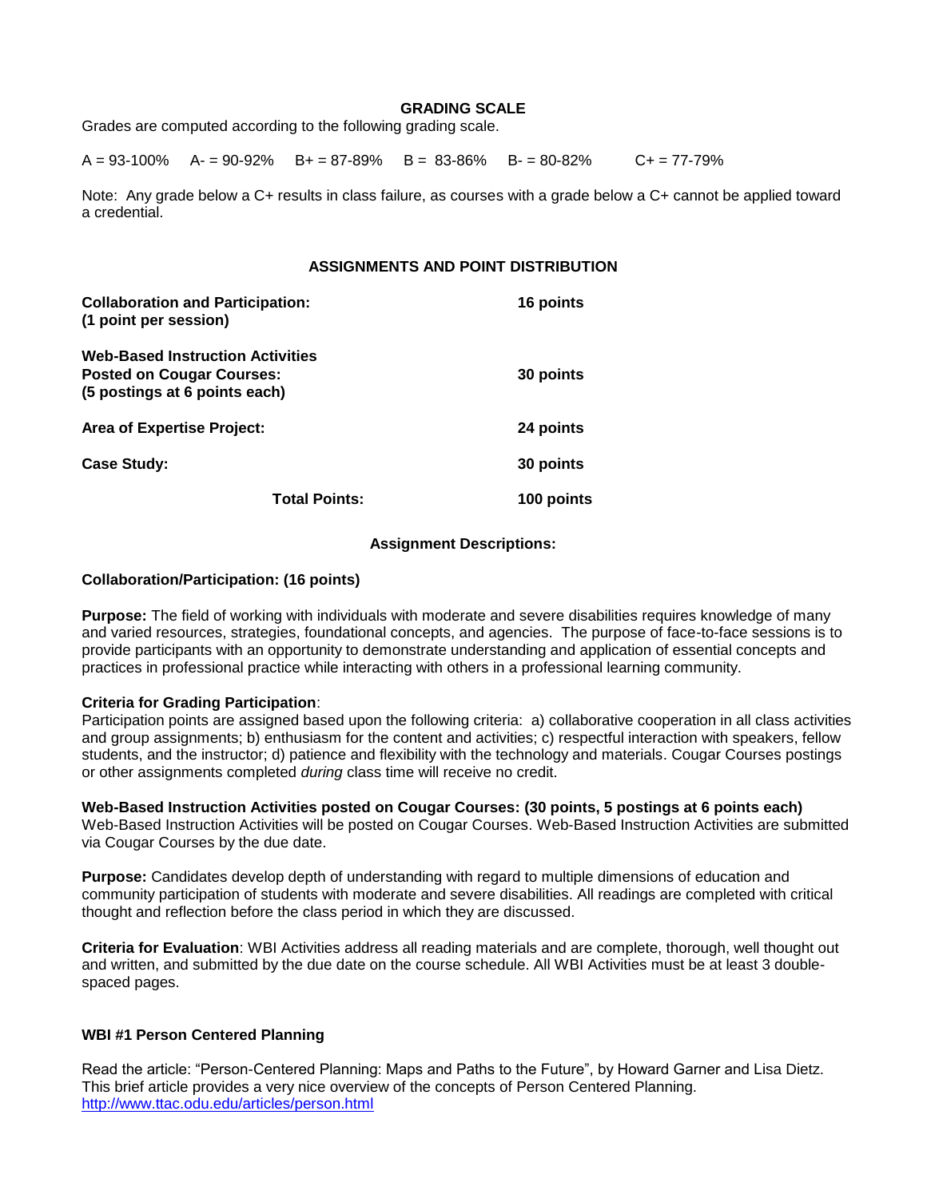**GRADING SCALE**

Grades are computed according to the following grading scale.

A = 93-100%   A- = 90-92%   B+ = 87-89%   B = 83-86%   B- = 80-82%   C+ = 77-79%

Note: Any grade below a C+ results in class failure, as courses with a grade below a C+ cannot be applied toward a credential.

**ASSIGNMENTS AND POINT DISTRIBUTION**

| | |
|---|---|
| **Collaboration and Participation: (1 point per session)** | **16 points** |
| **Web-Based Instruction Activities Posted on Cougar Courses: (5 postings at 6 points each)** | **30 points** |
| **Area of Expertise Project:** | **24 points** |
| **Case Study:** | **30 points** |
| **Total Points:** | **100 points** |

**Assignment Descriptions:**

**Collaboration/Participation: (16 points)**

**Purpose:** The field of working with individuals with moderate and severe disabilities requires knowledge of many and varied resources, strategies, foundational concepts, and agencies. The purpose of face-to-face sessions is to provide participants with an opportunity to demonstrate understanding and application of essential concepts and practices in professional practice while interacting with others in a professional learning community.

**Criteria for Grading Participation**:
Participation points are assigned based upon the following criteria: a) collaborative cooperation in all class activities and group assignments; b) enthusiasm for the content and activities; c) respectful interaction with speakers, fellow students, and the instructor; d) patience and flexibility with the technology and materials. Cougar Courses postings or other assignments completed *during* class time will receive no credit.

**Web-Based Instruction Activities posted on Cougar Courses: (30 points, 5 postings at 6 points each)**
Web-Based Instruction Activities will be posted on Cougar Courses. Web-Based Instruction Activities are submitted via Cougar Courses by the due date.

**Purpose:** Candidates develop depth of understanding with regard to multiple dimensions of education and community participation of students with moderate and severe disabilities. All readings are completed with critical thought and reflection before the class period in which they are discussed.

**Criteria for Evaluation**: WBI Activities address all reading materials and are complete, thorough, well thought out and written, and submitted by the due date on the course schedule. All WBI Activities must be at least 3 double-spaced pages.

**WBI #1 Person Centered Planning**

Read the article: "Person-Centered Planning: Maps and Paths to the Future", by Howard Garner and Lisa Dietz. This brief article provides a very nice overview of the concepts of Person Centered Planning.
http://www.ttac.odu.edu/articles/person.html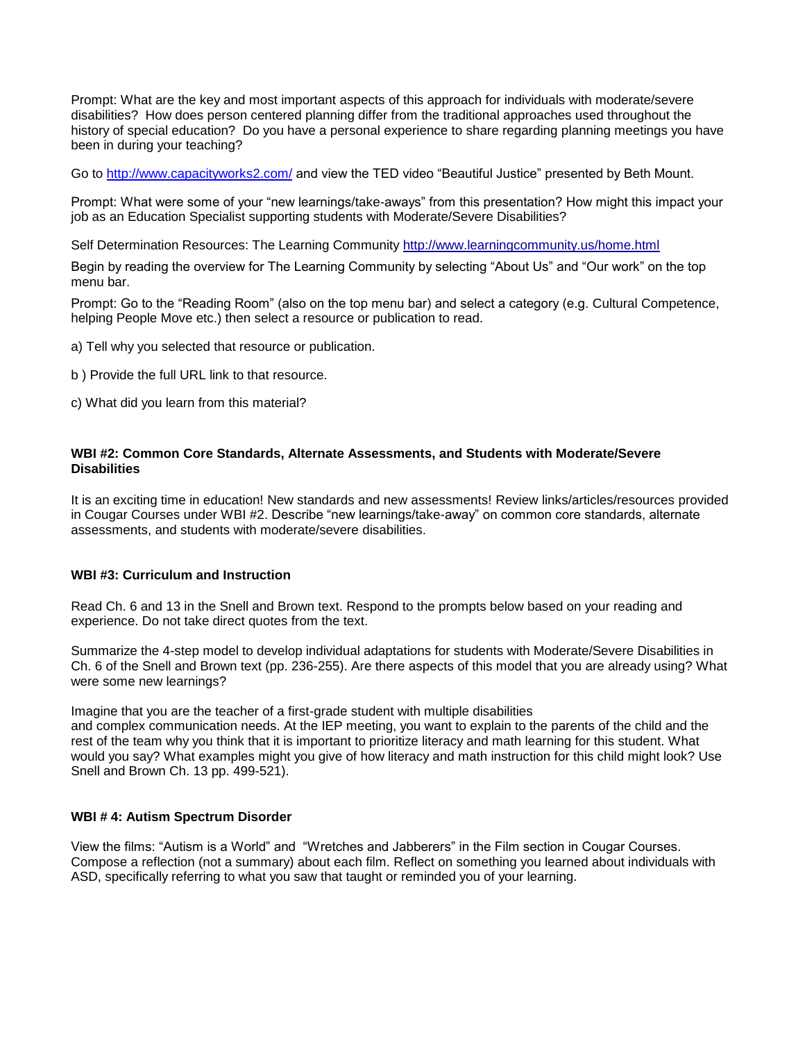Prompt: What are the key and most important aspects of this approach for individuals with moderate/severe disabilities? How does person centered planning differ from the traditional approaches used throughout the history of special education? Do you have a personal experience to share regarding planning meetings you have been in during your teaching?

Go to http://www.capacityworks2.com/ and view the TED video "Beautiful Justice" presented by Beth Mount.

Prompt: What were some of your "new learnings/take-aways" from this presentation? How might this impact your job as an Education Specialist supporting students with Moderate/Severe Disabilities?

Self Determination Resources: The Learning Community http://www.learningcommunity.us/home.html

Begin by reading the overview for The Learning Community by selecting "About Us" and "Our work" on the top menu bar.

Prompt: Go to the "Reading Room" (also on the top menu bar) and select a category (e.g. Cultural Competence, helping People Move etc.) then select a resource or publication to read.

a) Tell why you selected that resource or publication.

b ) Provide the full URL link to that resource.

c) What did you learn from this material?

### WBI #2: Common Core Standards, Alternate Assessments, and Students with Moderate/Severe Disabilities

It is an exciting time in education! New standards and new assessments! Review links/articles/resources provided in Cougar Courses under WBI #2. Describe "new learnings/take-away" on common core standards, alternate assessments, and students with moderate/severe disabilities.

### WBI #3: Curriculum and Instruction

Read Ch. 6 and 13 in the Snell and Brown text. Respond to the prompts below based on your reading and experience. Do not take direct quotes from the text.

Summarize the 4-step model to develop individual adaptations for students with Moderate/Severe Disabilities in Ch. 6 of the Snell and Brown text (pp. 236-255). Are there aspects of this model that you are already using? What were some new learnings?

Imagine that you are the teacher of a first-grade student with multiple disabilities and complex communication needs. At the IEP meeting, you want to explain to the parents of the child and the rest of the team why you think that it is important to prioritize literacy and math learning for this student. What would you say? What examples might you give of how literacy and math instruction for this child might look? Use Snell and Brown Ch. 13 pp. 499-521).

### WBI # 4: Autism Spectrum Disorder

View the films: "Autism is a World" and "Wretches and Jabberers" in the Film section in Cougar Courses. Compose a reflection (not a summary) about each film. Reflect on something you learned about individuals with ASD, specifically referring to what you saw that taught or reminded you of your learning.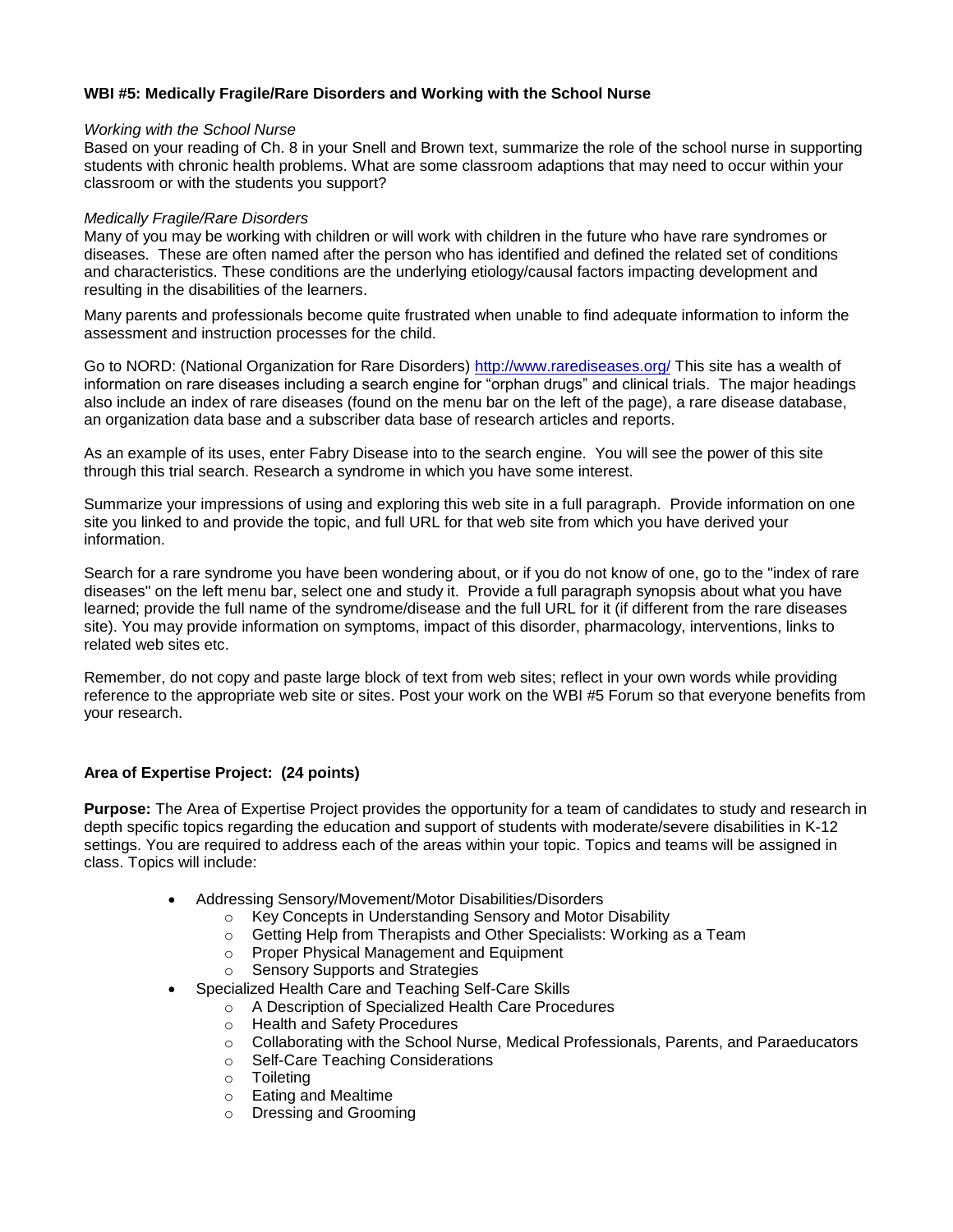**WBI #5: Medically Fragile/Rare Disorders and Working with the School Nurse**

*Working with the School Nurse*

Based on your reading of Ch. 8 in your Snell and Brown text, summarize the role of the school nurse in supporting students with chronic health problems. What are some classroom adaptions that may need to occur within your classroom or with the students you support?

*Medically Fragile/Rare Disorders*

Many of you may be working with children or will work with children in the future who have rare syndromes or diseases. These are often named after the person who has identified and defined the related set of conditions and characteristics. These conditions are the underlying etiology/causal factors impacting development and resulting in the disabilities of the learners.

Many parents and professionals become quite frustrated when unable to find adequate information to inform the assessment and instruction processes for the child.

Go to NORD: (National Organization for Rare Disorders) http://www.rarediseases.org/ This site has a wealth of information on rare diseases including a search engine for "orphan drugs" and clinical trials. The major headings also include an index of rare diseases (found on the menu bar on the left of the page), a rare disease database, an organization data base and a subscriber data base of research articles and reports.

As an example of its uses, enter Fabry Disease into to the search engine. You will see the power of this site through this trial search. Research a syndrome in which you have some interest.

Summarize your impressions of using and exploring this web site in a full paragraph. Provide information on one site you linked to and provide the topic, and full URL for that web site from which you have derived your information.

Search for a rare syndrome you have been wondering about, or if you do not know of one, go to the "index of rare diseases" on the left menu bar, select one and study it. Provide a full paragraph synopsis about what you have learned; provide the full name of the syndrome/disease and the full URL for it (if different from the rare diseases site). You may provide information on symptoms, impact of this disorder, pharmacology, interventions, links to related web sites etc.

Remember, do not copy and paste large block of text from web sites; reflect in your own words while providing reference to the appropriate web site or sites. Post your work on the WBI #5 Forum so that everyone benefits from your research.

**Area of Expertise Project: (24 points)**

**Purpose:** The Area of Expertise Project provides the opportunity for a team of candidates to study and research in depth specific topics regarding the education and support of students with moderate/severe disabilities in K-12 settings. You are required to address each of the areas within your topic. Topics and teams will be assigned in class. Topics will include:

- Addressing Sensory/Movement/Motor Disabilities/Disorders
  - Key Concepts in Understanding Sensory and Motor Disability
  - Getting Help from Therapists and Other Specialists: Working as a Team
  - Proper Physical Management and Equipment
  - Sensory Supports and Strategies
- Specialized Health Care and Teaching Self-Care Skills
  - A Description of Specialized Health Care Procedures
  - Health and Safety Procedures
  - Collaborating with the School Nurse, Medical Professionals, Parents, and Paraeducators
  - Self-Care Teaching Considerations
  - Toileting
  - Eating and Mealtime
  - Dressing and Grooming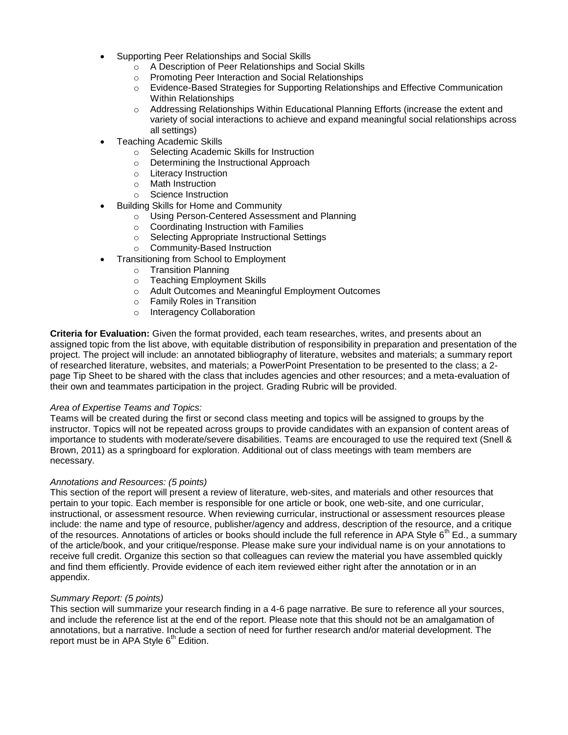- Supporting Peer Relationships and Social Skills
  - A Description of Peer Relationships and Social Skills
  - Promoting Peer Interaction and Social Relationships
  - Evidence-Based Strategies for Supporting Relationships and Effective Communication Within Relationships
  - Addressing Relationships Within Educational Planning Efforts (increase the extent and variety of social interactions to achieve and expand meaningful social relationships across all settings)
- Teaching Academic Skills
  - Selecting Academic Skills for Instruction
  - Determining the Instructional Approach
  - Literacy Instruction
  - Math Instruction
  - Science Instruction
- Building Skills for Home and Community
  - Using Person-Centered Assessment and Planning
  - Coordinating Instruction with Families
  - Selecting Appropriate Instructional Settings
  - Community-Based Instruction
- Transitioning from School to Employment
  - Transition Planning
  - Teaching Employment Skills
  - Adult Outcomes and Meaningful Employment Outcomes
  - Family Roles in Transition
  - Interagency Collaboration

**Criteria for Evaluation:** Given the format provided, each team researches, writes, and presents about an assigned topic from the list above, with equitable distribution of responsibility in preparation and presentation of the project. The project will include: an annotated bibliography of literature, websites and materials; a summary report of researched literature, websites, and materials; a PowerPoint Presentation to be presented to the class; a 2-page Tip Sheet to be shared with the class that includes agencies and other resources; and a meta-evaluation of their own and teammates participation in the project. Grading Rubric will be provided.

*Area of Expertise Teams and Topics:*
Teams will be created during the first or second class meeting and topics will be assigned to groups by the instructor. Topics will not be repeated across groups to provide candidates with an expansion of content areas of importance to students with moderate/severe disabilities. Teams are encouraged to use the required text (Snell & Brown, 2011) as a springboard for exploration. Additional out of class meetings with team members are necessary.

*Annotations and Resources: (5 points)*
This section of the report will present a review of literature, web-sites, and materials and other resources that pertain to your topic. Each member is responsible for one article or book, one web-site, and one curricular, instructional, or assessment resource. When reviewing curricular, instructional or assessment resources please include: the name and type of resource, publisher/agency and address, description of the resource, and a critique of the resources. Annotations of articles or books should include the full reference in APA Style 6th Ed., a summary of the article/book, and your critique/response. Please make sure your individual name is on your annotations to receive full credit. Organize this section so that colleagues can review the material you have assembled quickly and find them efficiently. Provide evidence of each item reviewed either right after the annotation or in an appendix.

*Summary Report: (5 points)*
This section will summarize your research finding in a 4-6 page narrative. Be sure to reference all your sources, and include the reference list at the end of the report. Please note that this should not be an amalgamation of annotations, but a narrative. Include a section of need for further research and/or material development. The report must be in APA Style 6th Edition.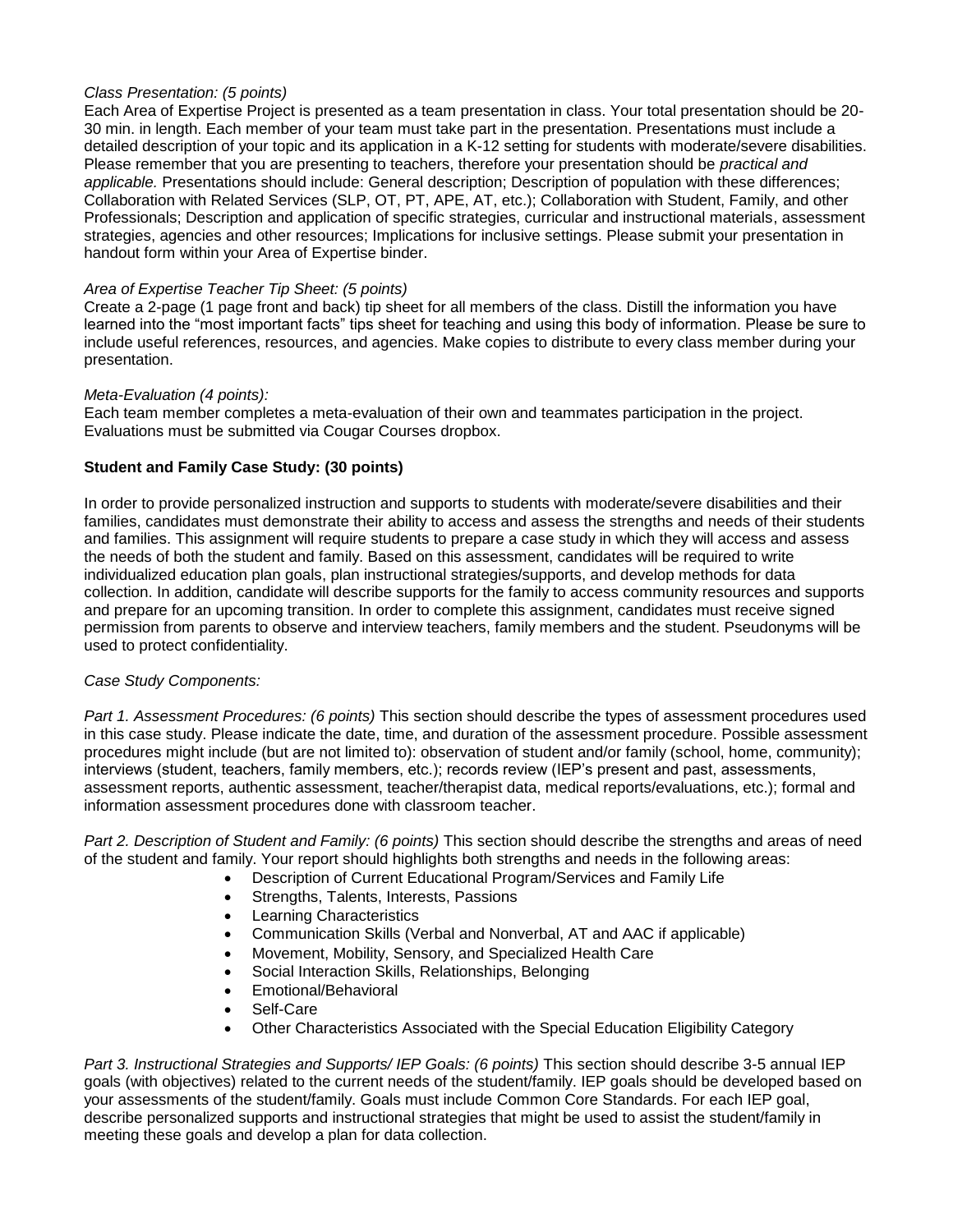*Class Presentation: (5 points)*

Each Area of Expertise Project is presented as a team presentation in class. Your total presentation should be 20-30 min. in length. Each member of your team must take part in the presentation. Presentations must include a detailed description of your topic and its application in a K-12 setting for students with moderate/severe disabilities. Please remember that you are presenting to teachers, therefore your presentation should be *practical and applicable.* Presentations should include: General description; Description of population with these differences; Collaboration with Related Services (SLP, OT, PT, APE, AT, etc.); Collaboration with Student, Family, and other Professionals; Description and application of specific strategies, curricular and instructional materials, assessment strategies, agencies and other resources; Implications for inclusive settings. Please submit your presentation in handout form within your Area of Expertise binder.

*Area of Expertise Teacher Tip Sheet: (5 points)*

Create a 2-page (1 page front and back) tip sheet for all members of the class. Distill the information you have learned into the "most important facts" tips sheet for teaching and using this body of information. Please be sure to include useful references, resources, and agencies. Make copies to distribute to every class member during your presentation.

*Meta-Evaluation (4 points):*

Each team member completes a meta-evaluation of their own and teammates participation in the project. Evaluations must be submitted via Cougar Courses dropbox.

**Student and Family Case Study: (30 points)**

In order to provide personalized instruction and supports to students with moderate/severe disabilities and their families, candidates must demonstrate their ability to access and assess the strengths and needs of their students and families. This assignment will require students to prepare a case study in which they will access and assess the needs of both the student and family. Based on this assessment, candidates will be required to write individualized education plan goals, plan instructional strategies/supports, and develop methods for data collection. In addition, candidate will describe supports for the family to access community resources and supports and prepare for an upcoming transition. In order to complete this assignment, candidates must receive signed permission from parents to observe and interview teachers, family members and the student. Pseudonyms will be used to protect confidentiality.

*Case Study Components:*

*Part 1. Assessment Procedures: (6 points)* This section should describe the types of assessment procedures used in this case study. Please indicate the date, time, and duration of the assessment procedure. Possible assessment procedures might include (but are not limited to): observation of student and/or family (school, home, community); interviews (student, teachers, family members, etc.); records review (IEP's present and past, assessments, assessment reports, authentic assessment, teacher/therapist data, medical reports/evaluations, etc.); formal and information assessment procedures done with classroom teacher.

*Part 2. Description of Student and Family: (6 points)* This section should describe the strengths and areas of need of the student and family. Your report should highlights both strengths and needs in the following areas:

- Description of Current Educational Program/Services and Family Life
- Strengths, Talents, Interests, Passions
- Learning Characteristics
- Communication Skills (Verbal and Nonverbal, AT and AAC if applicable)
- Movement, Mobility, Sensory, and Specialized Health Care
- Social Interaction Skills, Relationships, Belonging
- Emotional/Behavioral
- Self-Care
- Other Characteristics Associated with the Special Education Eligibility Category

*Part 3. Instructional Strategies and Supports/ IEP Goals: (6 points)* This section should describe 3-5 annual IEP goals (with objectives) related to the current needs of the student/family. IEP goals should be developed based on your assessments of the student/family. Goals must include Common Core Standards. For each IEP goal, describe personalized supports and instructional strategies that might be used to assist the student/family in meeting these goals and develop a plan for data collection.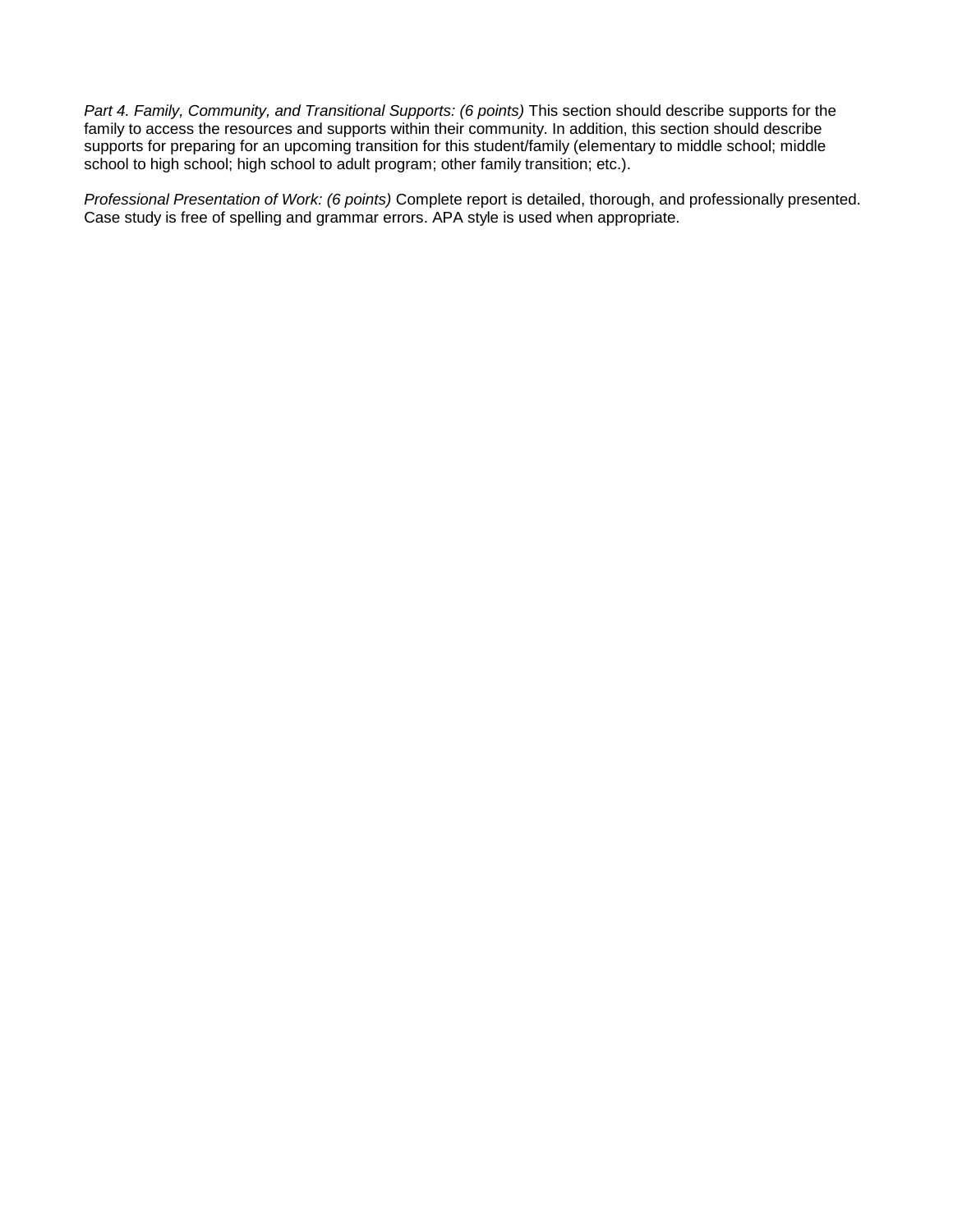*Part 4. Family, Community, and Transitional Supports: (6 points)* This section should describe supports for the family to access the resources and supports within their community. In addition, this section should describe supports for preparing for an upcoming transition for this student/family (elementary to middle school; middle school to high school; high school to adult program; other family transition; etc.).

*Professional Presentation of Work: (6 points)* Complete report is detailed, thorough, and professionally presented. Case study is free of spelling and grammar errors. APA style is used when appropriate.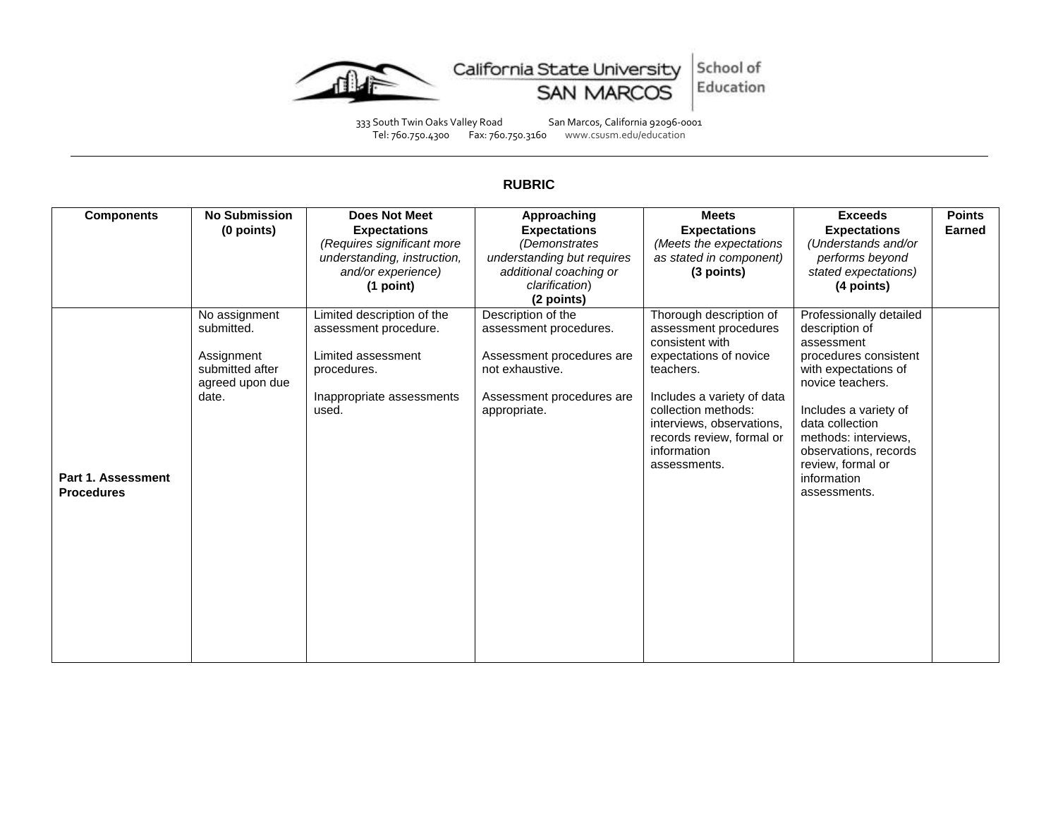California State University SAN MARCOS | School of Education

333 South Twin Oaks Valley Road San Marcos, California 92096-0001
Tel: 760.750.4300 Fax: 760.750.3160 www.csusm.edu/education

---

**RUBRIC**

| Components | No Submission (0 points) | Does Not Meet Expectations *(Requires significant more understanding, instruction, and/or experience)* (1 point) | Approaching Expectations *(Demonstrates understanding but requires additional coaching or clarification)* (2 points) | Meets Expectations *(Meets the expectations as stated in component)* (3 points) | Exceeds Expectations *(Understands and/or performs beyond stated expectations)* (4 points) | Points Earned |
|---|---|---|---|---|---|---|
| **Part 1. Assessment Procedures** | No assignment submitted.<br><br>Assignment submitted after agreed upon due date. | Limited description of the assessment procedure.<br><br>Limited assessment procedures.<br><br>Inappropriate assessments used. | Description of the assessment procedures.<br><br>Assessment procedures are not exhaustive.<br><br>Assessment procedures are appropriate. | Thorough description of assessment procedures consistent with expectations of novice teachers.<br><br>Includes a variety of data collection methods: interviews, observations, records review, formal or information assessments. | Professionally detailed description of assessment procedures consistent with expectations of novice teachers.<br><br>Includes a variety of data collection methods: interviews, observations, records review, formal or information assessments. | |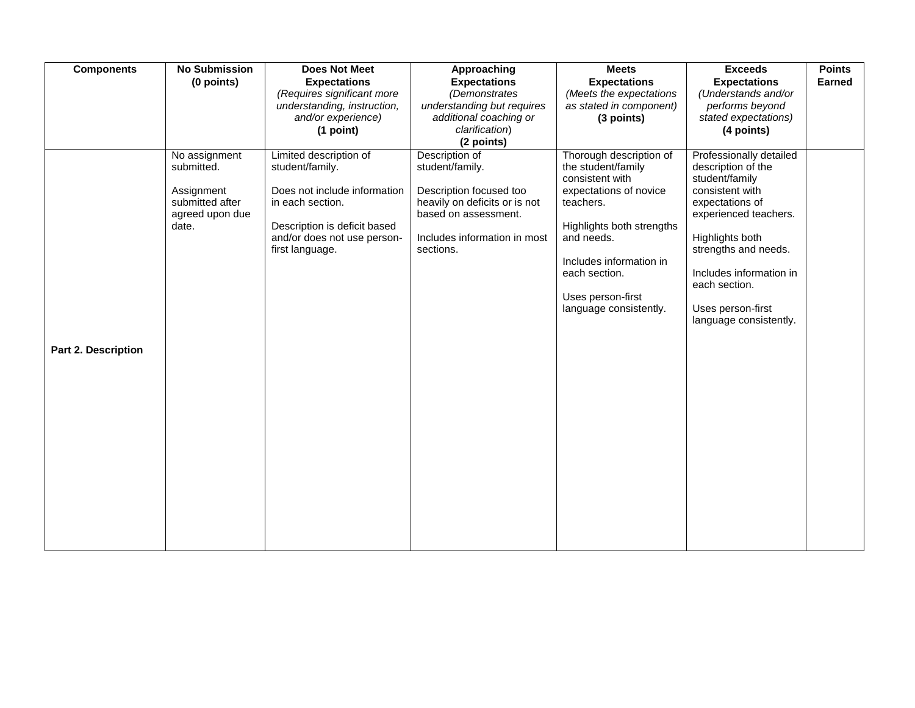| Components | No Submission **(0 points)** | Does Not Meet Expectations *(Requires significant more understanding, instruction, and/or experience)* **(1 point)** | Approaching Expectations *(Demonstrates understanding but requires additional coaching or clarification)* **(2 points)** | Meets Expectations *(Meets the expectations as stated in component)* **(3 points)** | Exceeds Expectations *(Understands and/or performs beyond stated expectations)* **(4 points)** | Points Earned |
|---|---|---|---|---|---|---|
| **Part 2. Description** | No assignment submitted.<br><br>Assignment submitted after agreed upon due date. | Limited description of student/family.<br><br>Does not include information in each section.<br><br>Description is deficit based and/or does not use person-first language. | Description of student/family.<br><br>Description focused too heavily on deficits or is not based on assessment.<br><br>Includes information in most sections. | Thorough description of the student/family consistent with expectations of novice teachers.<br><br>Highlights both strengths and needs.<br><br>Includes information in each section.<br><br>Uses person-first language consistently. | Professionally detailed description of the student/family consistent with expectations of experienced teachers.<br><br>Highlights both strengths and needs.<br><br>Includes information in each section.<br><br>Uses person-first language consistently. | |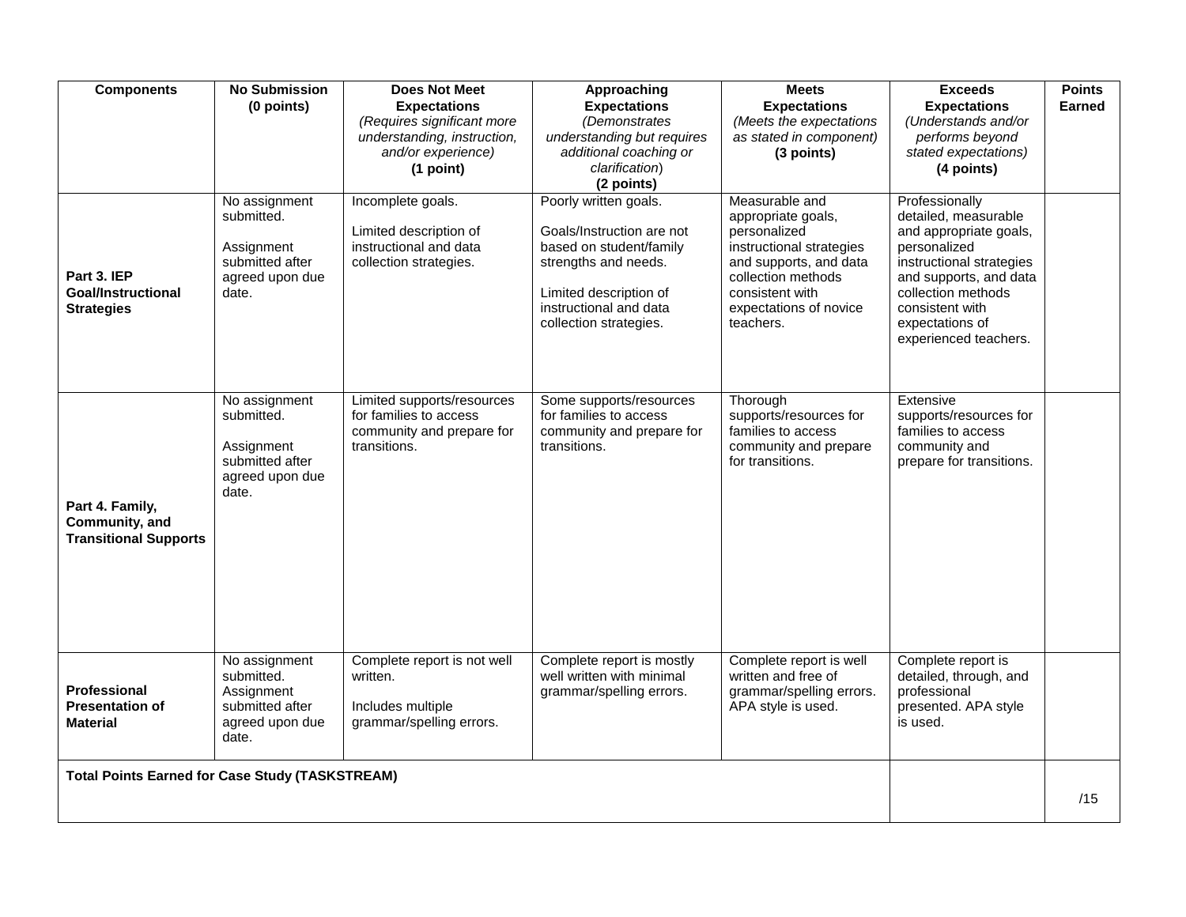| Components | No Submission (0 points) | Does Not Meet Expectations *(Requires significant more understanding, instruction, and/or experience)* **(1 point)** | Approaching Expectations *(Demonstrates understanding but requires additional coaching or clarification)* **(2 points)** | Meets Expectations *(Meets the expectations as stated in component)* **(3 points)** | Exceeds Expectations *(Understands and/or performs beyond stated expectations)* **(4 points)** | Points Earned |
|---|---|---|---|---|---|---|
| **Part 3. IEP Goal/Instructional Strategies** | No assignment submitted.<br><br>Assignment submitted after agreed upon due date. | Incomplete goals.<br><br>Limited description of instructional and data collection strategies. | Poorly written goals.<br><br>Goals/Instruction are not based on student/family strengths and needs.<br><br>Limited description of instructional and data collection strategies. | Measurable and appropriate goals, personalized instructional strategies and supports, and data collection methods consistent with expectations of novice teachers. | Professionally detailed, measurable and appropriate goals, personalized instructional strategies and supports, and data collection methods consistent with expectations of experienced teachers. | |
| **Part 4. Family, Community, and Transitional Supports** | No assignment submitted.<br><br>Assignment submitted after agreed upon due date. | Limited supports/resources for families to access community and prepare for transitions. | Some supports/resources for families to access community and prepare for transitions. | Thorough supports/resources for families to access community and prepare for transitions. | Extensive supports/resources for families to access community and prepare for transitions. | |
| **Professional Presentation of Material** | No assignment submitted.<br>Assignment submitted after agreed upon due date. | Complete report is not well written.<br><br>Includes multiple grammar/spelling errors. | Complete report is mostly well written with minimal grammar/spelling errors. | Complete report is well written and free of grammar/spelling errors. APA style is used. | Complete report is detailed, through, and professional presented. APA style is used. | |
| **Total Points Earned for Case Study (TASKSTREAM)** | | | | | | /15 |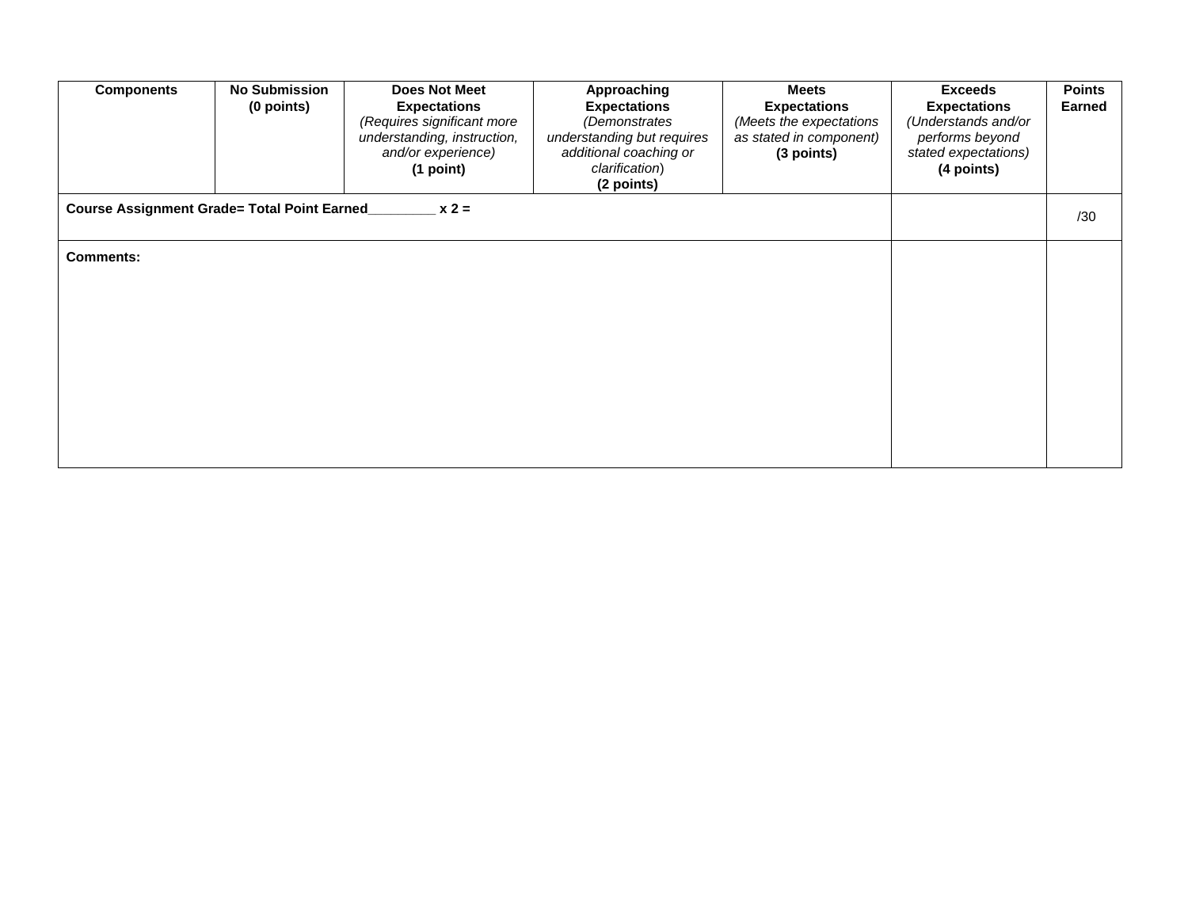| Components | No Submission (0 points) | Does Not Meet Expectations *(Requires significant more understanding, instruction, and/or experience)* **(1 point)** | Approaching Expectations *(Demonstrates understanding but requires additional coaching or clarification)* **(2 points)** | Meets Expectations *(Meets the expectations as stated in component)* **(3 points)** | Exceeds Expectations *(Understands and/or performs beyond stated expectations)* **(4 points)** | Points Earned |
|---|---|---|---|---|---|---|
| **Course Assignment Grade= Total Point Earned_________ x 2 =** | | | | | | /30 |
| **Comments:** | | | | | | |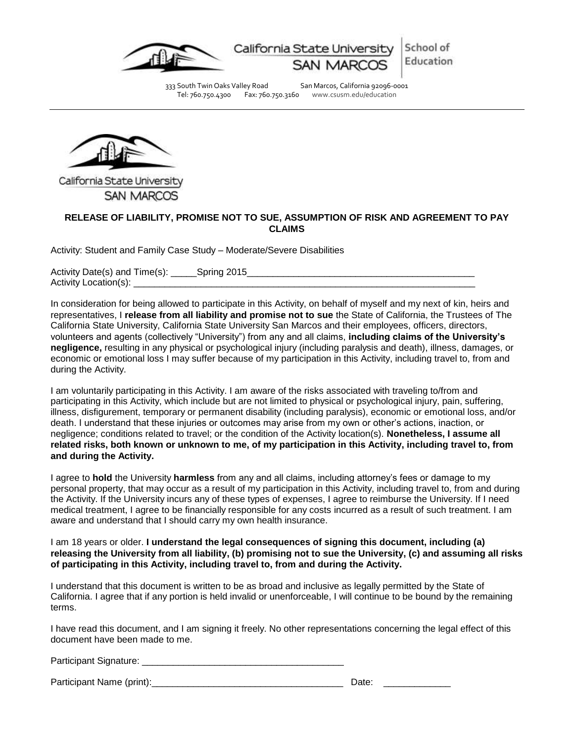California State University SAN MARCOS | School of Education

333 South Twin Oaks Valley Road San Marcos, California 92096-0001
Tel: 760.750.4300 Fax: 760.750.3160 www.csusm.edu/education

California State University SAN MARCOS

**RELEASE OF LIABILITY, PROMISE NOT TO SUE, ASSUMPTION OF RISK AND AGREEMENT TO PAY CLAIMS**

Activity: Student and Family Case Study – Moderate/Severe Disabilities

Activity Date(s) and Time(s): _____Spring 2015_____________________________________________
Activity Location(s): ____________________________________________________________________

In consideration for being allowed to participate in this Activity, on behalf of myself and my next of kin, heirs and representatives, I **release from all liability and promise not to sue** the State of California, the Trustees of The California State University, California State University San Marcos and their employees, officers, directors, volunteers and agents (collectively "University") from any and all claims, **including claims of the University's negligence,** resulting in any physical or psychological injury (including paralysis and death), illness, damages, or economic or emotional loss I may suffer because of my participation in this Activity, including travel to, from and during the Activity.

I am voluntarily participating in this Activity. I am aware of the risks associated with traveling to/from and participating in this Activity, which include but are not limited to physical or psychological injury, pain, suffering, illness, disfigurement, temporary or permanent disability (including paralysis), economic or emotional loss, and/or death. I understand that these injuries or outcomes may arise from my own or other's actions, inaction, or negligence; conditions related to travel; or the condition of the Activity location(s). **Nonetheless, I assume all related risks, both known or unknown to me, of my participation in this Activity, including travel to, from and during the Activity.**

I agree to **hold** the University **harmless** from any and all claims, including attorney's fees or damage to my personal property, that may occur as a result of my participation in this Activity, including travel to, from and during the Activity. If the University incurs any of these types of expenses, I agree to reimburse the University. If I need medical treatment, I agree to be financially responsible for any costs incurred as a result of such treatment. I am aware and understand that I should carry my own health insurance.

I am 18 years or older. **I understand the legal consequences of signing this document, including (a) releasing the University from all liability, (b) promising not to sue the University, (c) and assuming all risks of participating in this Activity, including travel to, from and during the Activity.**

I understand that this document is written to be as broad and inclusive as legally permitted by the State of California. I agree that if any portion is held invalid or unenforceable, I will continue to be bound by the remaining terms.

I have read this document, and I am signing it freely. No other representations concerning the legal effect of this document have been made to me.

Participant Signature: _______________________________________

Participant Name (print):_____________________________________ Date: ____________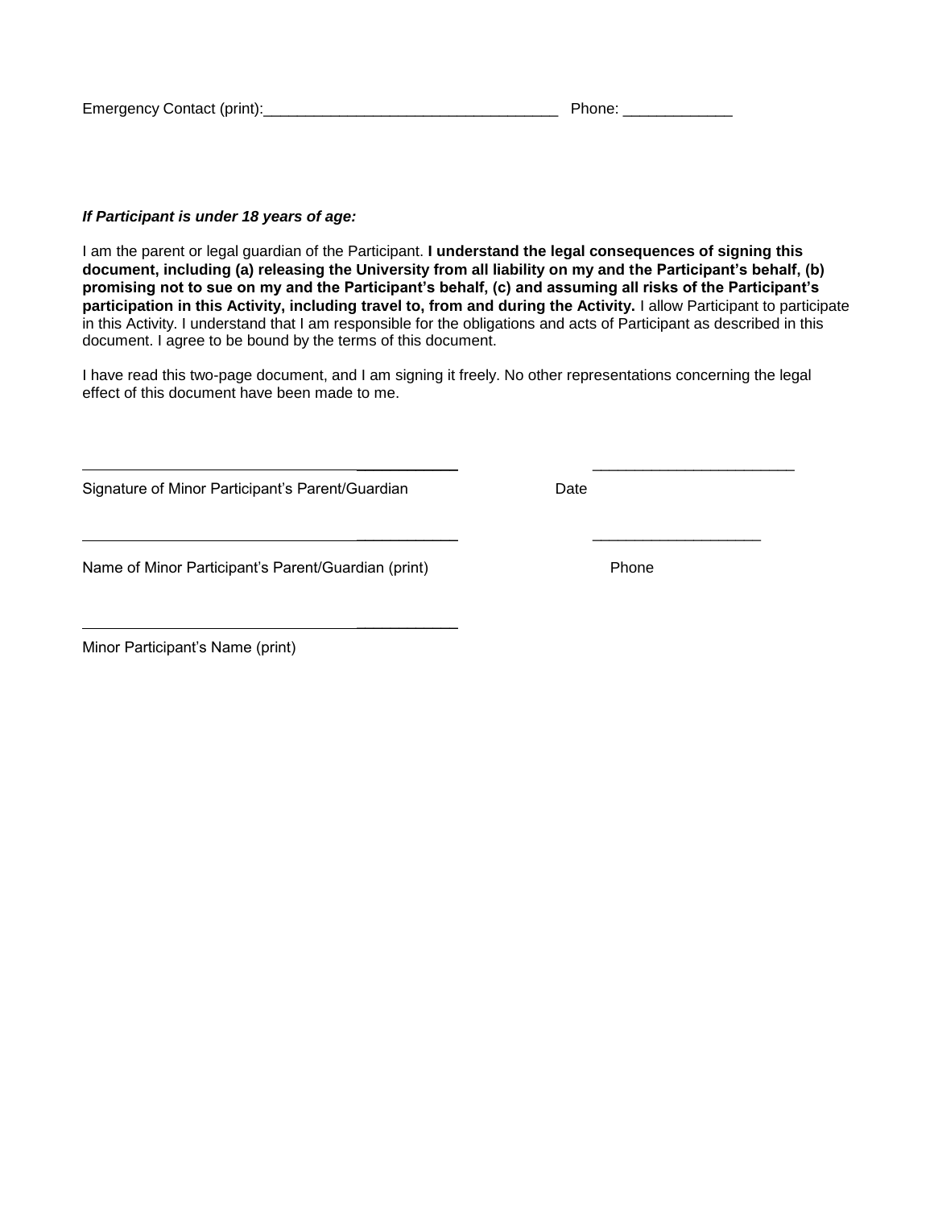Emergency Contact (print):___________________________________ Phone: _____________

***If Participant is under 18 years of age:***

I am the parent or legal guardian of the Participant. **I understand the legal consequences of signing this document, including (a) releasing the University from all liability on my and the Participant's behalf, (b) promising not to sue on my and the Participant's behalf, (c) and assuming all risks of the Participant's participation in this Activity, including travel to, from and during the Activity.** I allow Participant to participate in this Activity. I understand that I am responsible for the obligations and acts of Participant as described in this document. I agree to be bound by the terms of this document.

I have read this two-page document, and I am signing it freely. No other representations concerning the legal effect of this document have been made to me.

_____________________________________________ ________________________

Signature of Minor Participant's Parent/Guardian Date

_____________________________________________ ____________________

Name of Minor Participant's Parent/Guardian (print) Phone

_____________________________________________

Minor Participant's Name (print)